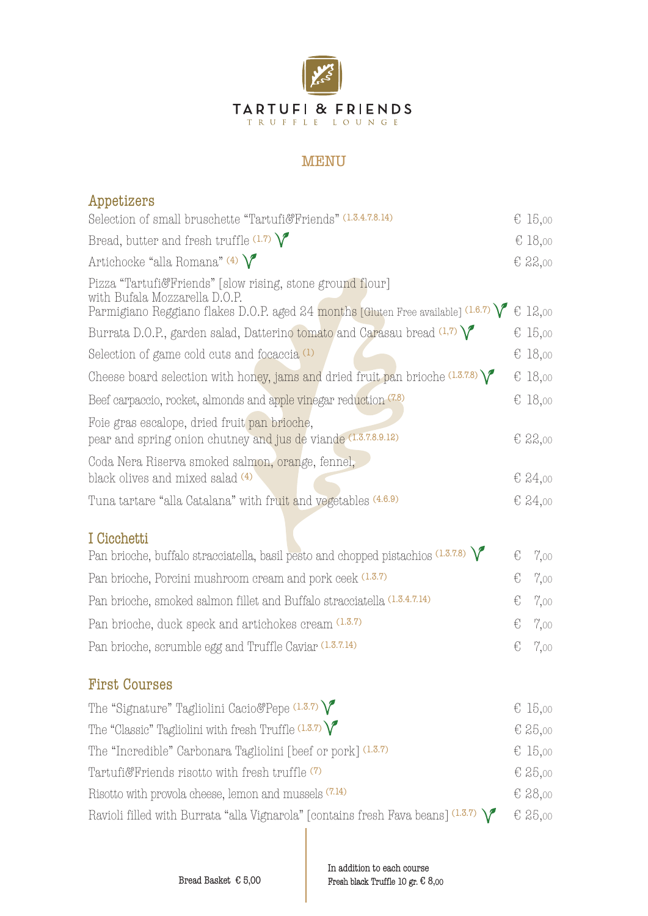# TARTUFI & FRIENDS

TRUFFLE LOUNGE

## MENU

### Appetizers

| | |
|---|---|
| Selection of small bruschette "Tartufi&Friends" (1.3.4.7.8.14) | € 15,00 |
| Bread, butter and fresh truffle (1.7) | € 18,00 |
| Artichocke "alla Romana" (4) | € 22,00 |
| Pizza "Tartufi&Friends" [slow rising, stone ground flour] with Bufala Mozzarella D.O.P. Parmigiano Reggiano flakes D.O.P. aged 24 months [Gluten Free available] (1.6.7) | € 12,00 |
| Burrata D.O.P., garden salad, Datterino tomato and Carasau bread (1,7) | € 15,00 |
| Selection of game cold cuts and focaccia (1) | € 18,00 |
| Cheese board selection with honey, jams and dried fruit pan brioche (1.3.7.8) | € 18,00 |
| Beef carpaccio, rocket, almonds and apple vinegar reduction (7.8) | € 18,00 |
| Foie gras escalope, dried fruit pan brioche, pear and spring onion chutney and jus de viande (1.3.7.8.9.12) | € 22,00 |
| Coda Nera Riserva smoked salmon, orange, fennel, black olives and mixed salad (4) | € 24,00 |
| Tuna tartare "alla Catalana" with fruit and vegetables (4.6.9) | € 24,00 |

### I Cicchetti

| | |
|---|---|
| Pan brioche, buffalo stracciatella, basil pesto and chopped pistachios (1.3.7.8) | € 7,00 |
| Pan brioche, Porcini mushroom cream and pork ceek (1.3.7) | € 7,00 |
| Pan brioche, smoked salmon fillet and Buffalo stracciatella (1.3.4.7.14) | € 7,00 |
| Pan brioche, duck speck and artichokes cream (1.3.7) | € 7,00 |
| Pan brioche, scrumble egg and Truffle Caviar (1.3.7.14) | € 7,00 |

### First Courses

| | |
|---|---|
| The "Signature" Tagliolini Cacio&Pepe (1.3.7) | € 15,00 |
| The "Classic" Tagliolini with fresh Truffle (1.3.7) | € 25,00 |
| The "Incredible" Carbonara Tagliolini [beef or pork] (1.3.7) | € 15,00 |
| Tartufi&Friends risotto with fresh truffle (7) | € 25,00 |
| Risotto with provola cheese, lemon and mussels (7.14) | € 28,00 |
| Ravioli filled with Burrata "alla Vignarola" [contains fresh Fava beans] (1.3.7) | € 25,00 |

Bread Basket € 5,00

In addition to each course
Fresh black Truffle 10 gr. € 8,00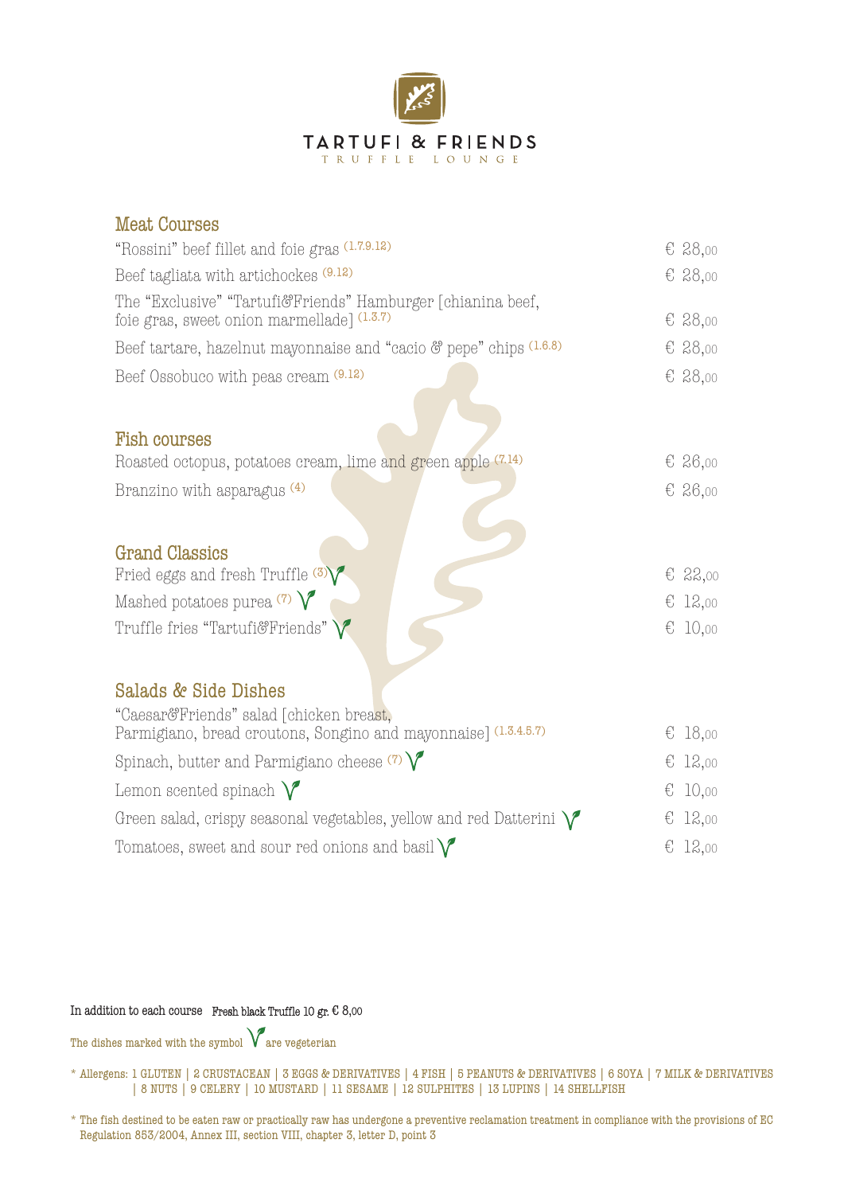# TARTUFI & FRIENDS

TRUFFLE LOUNGE

## Meat Courses

| | |
|---|---|
| "Rossini" beef fillet and foie gras (1.7.9.12) | € 28,00 |
| Beef tagliata with artichockes (9.12) | € 28,00 |
| The "Exclusive" "Tartufi&Friends" Hamburger [chianina beef, foie gras, sweet onion marmellade] (1.3.7) | € 28,00 |
| Beef tartare, hazelnut mayonnaise and "cacio & pepe" chips (1.6.8) | € 28,00 |
| Beef Ossobuco with peas cream (9.12) | € 28,00 |

## Fish courses

| | |
|---|---|
| Roasted octopus, potatoes cream, lime and green apple (7.14) | € 26,00 |
| Branzino with asparagus (4) | € 26,00 |

## Grand Classics

| | |
|---|---|
| Fried eggs and fresh Truffle (3) V | € 22,00 |
| Mashed potatoes purea (7) V | € 12,00 |
| Truffle fries "Tartufi&Friends" V | € 10,00 |

## Salads & Side Dishes

| | |
|---|---|
| "Caesar&Friends" salad [chicken breast, Parmigiano, bread croutons, Songino and mayonnaise] (1.3.4.5.7) | € 18,00 |
| Spinach, butter and Parmigiano cheese (7) V | € 12,00 |
| Lemon scented spinach V | € 10,00 |
| Green salad, crispy seasonal vegetables, yellow and red Datterini V | € 12,00 |
| Tomatoes, sweet and sour red onions and basil V | € 12,00 |

In addition to each course **Fresh black Truffle 10 gr. € 8,00**

The dishes marked with the symbol V are vegeterian

\* Allergens: 1 GLUTEN | 2 CRUSTACEAN | 3 EGGS & DERIVATIVES | 4 FISH | 5 PEANUTS & DERIVATIVES | 6 SOYA | 7 MILK & DERIVATIVES | 8 NUTS | 9 CELERY | 10 MUSTARD | 11 SESAME | 12 SULPHITES | 13 LUPINS | 14 SHELLFISH

\* The fish destined to be eaten raw or practically raw has undergone a preventive reclamation treatment in compliance with the provisions of EC Regulation 853/2004, Annex III, section VIII, chapter 3, letter D, point 3